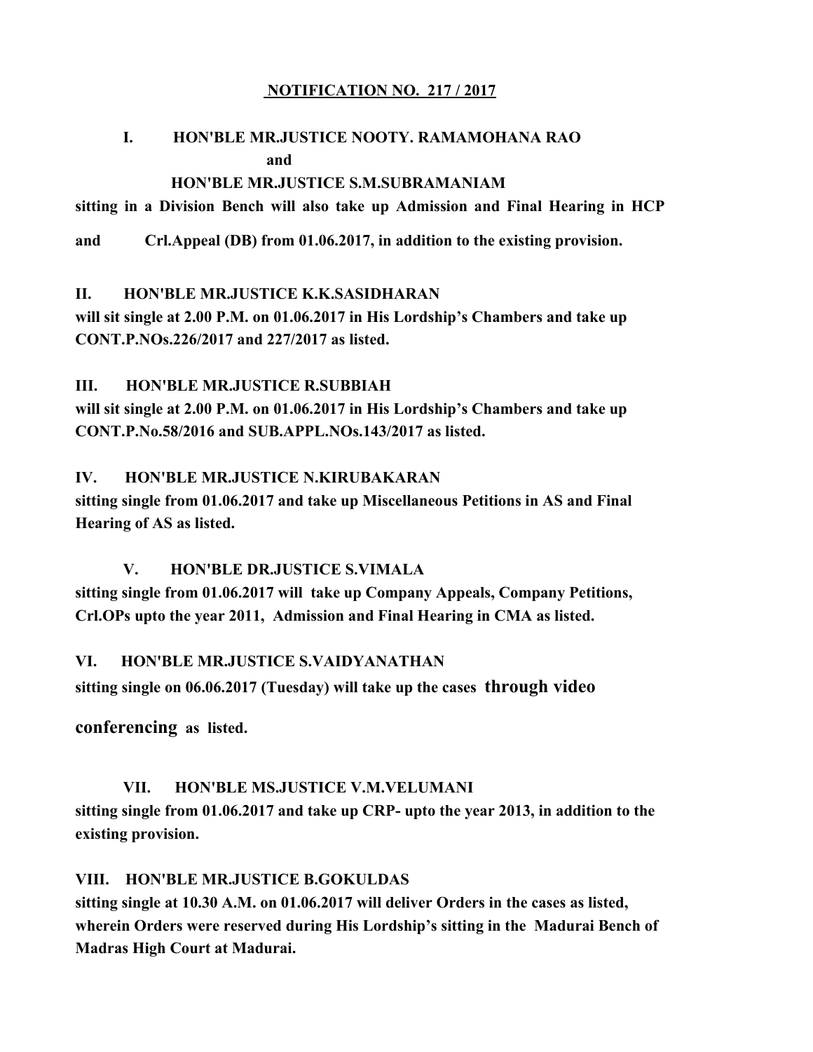**NOTIFICATION NO. 217 / 2017**

**I. HON'BLE MR.JUSTICE NOOTY. RAMAMOHANA RAO**
**and**
**HON'BLE MR.JUSTICE S.M.SUBRAMANIAM**

**sitting in a Division Bench will also take up Admission and Final Hearing in HCP and Crl.Appeal (DB) from 01.06.2017, in addition to the existing provision.**

**II. HON'BLE MR.JUSTICE K.K.SASIDHARAN**

**will sit single at 2.00 P.M. on 01.06.2017 in His Lordship's Chambers and take up CONT.P.NOs.226/2017 and 227/2017 as listed.**

**III. HON'BLE MR.JUSTICE R.SUBBIAH**

**will sit single at 2.00 P.M. on 01.06.2017 in His Lordship's Chambers and take up CONT.P.No.58/2016 and SUB.APPL.NOs.143/2017 as listed.**

**IV. HON'BLE MR.JUSTICE N.KIRUBAKARAN**

**sitting single from 01.06.2017 and take up Miscellaneous Petitions in AS and Final Hearing of AS as listed.**

**V. HON'BLE DR.JUSTICE S.VIMALA**

**sitting single from 01.06.2017 will take up Company Appeals, Company Petitions, Crl.OPs upto the year 2011, Admission and Final Hearing in CMA as listed.**

**VI. HON'BLE MR.JUSTICE S.VAIDYANATHAN**

**sitting single on 06.06.2017 (Tuesday) will take up the cases through video conferencing as listed.**

**VII. HON'BLE MS.JUSTICE V.M.VELUMANI**

**sitting single from 01.06.2017 and take up CRP- upto the year 2013, in addition to the existing provision.**

**VIII. HON'BLE MR.JUSTICE B.GOKULDAS**

**sitting single at 10.30 A.M. on 01.06.2017 will deliver Orders in the cases as listed, wherein Orders were reserved during His Lordship's sitting in the Madurai Bench of Madras High Court at Madurai.**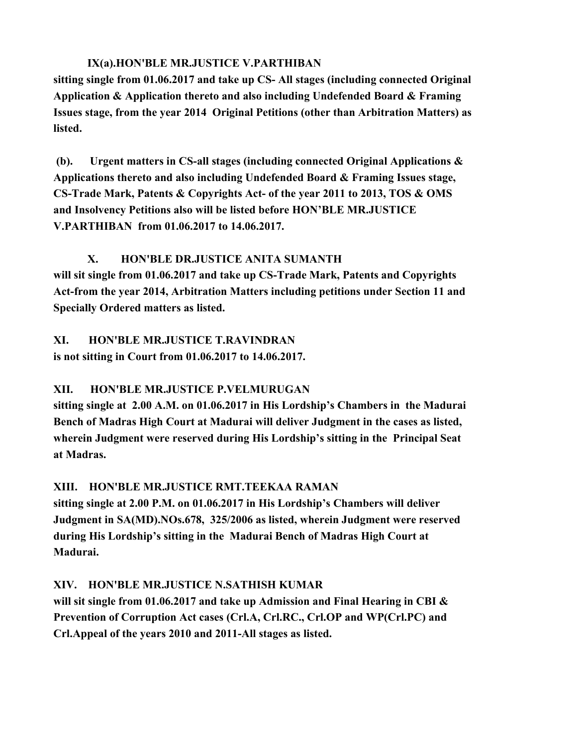**IX(a).HON'BLE MR.JUSTICE V.PARTHIBAN**
**sitting single from 01.06.2017 and take up CS- All stages (including connected Original Application & Application thereto and also including Undefended Board & Framing Issues stage, from the year 2014 Original Petitions (other than Arbitration Matters) as listed.**

**(b). Urgent matters in CS-all stages (including connected Original Applications & Applications thereto and also including Undefended Board & Framing Issues stage, CS-Trade Mark, Patents & Copyrights Act- of the year 2011 to 2013, TOS & OMS and Insolvency Petitions also will be listed before HON'BLE MR.JUSTICE V.PARTHIBAN from 01.06.2017 to 14.06.2017.**

**X. HON'BLE DR.JUSTICE ANITA SUMANTH**
**will sit single from 01.06.2017 and take up CS-Trade Mark, Patents and Copyrights Act-from the year 2014, Arbitration Matters including petitions under Section 11 and Specially Ordered matters as listed.**

**XI. HON'BLE MR.JUSTICE T.RAVINDRAN**
**is not sitting in Court from 01.06.2017 to 14.06.2017.**

**XII. HON'BLE MR.JUSTICE P.VELMURUGAN**
**sitting single at 2.00 A.M. on 01.06.2017 in His Lordship's Chambers in the Madurai Bench of Madras High Court at Madurai will deliver Judgment in the cases as listed, wherein Judgment were reserved during His Lordship's sitting in the Principal Seat at Madras.**

**XIII. HON'BLE MR.JUSTICE RMT.TEEKAA RAMAN**
**sitting single at 2.00 P.M. on 01.06.2017 in His Lordship's Chambers will deliver Judgment in SA(MD).NOs.678, 325/2006 as listed, wherein Judgment were reserved during His Lordship's sitting in the Madurai Bench of Madras High Court at Madurai.**

**XIV. HON'BLE MR.JUSTICE N.SATHISH KUMAR**
**will sit single from 01.06.2017 and take up Admission and Final Hearing in CBI & Prevention of Corruption Act cases (Crl.A, Crl.RC., Crl.OP and WP(Crl.PC) and Crl.Appeal of the years 2010 and 2011-All stages as listed.**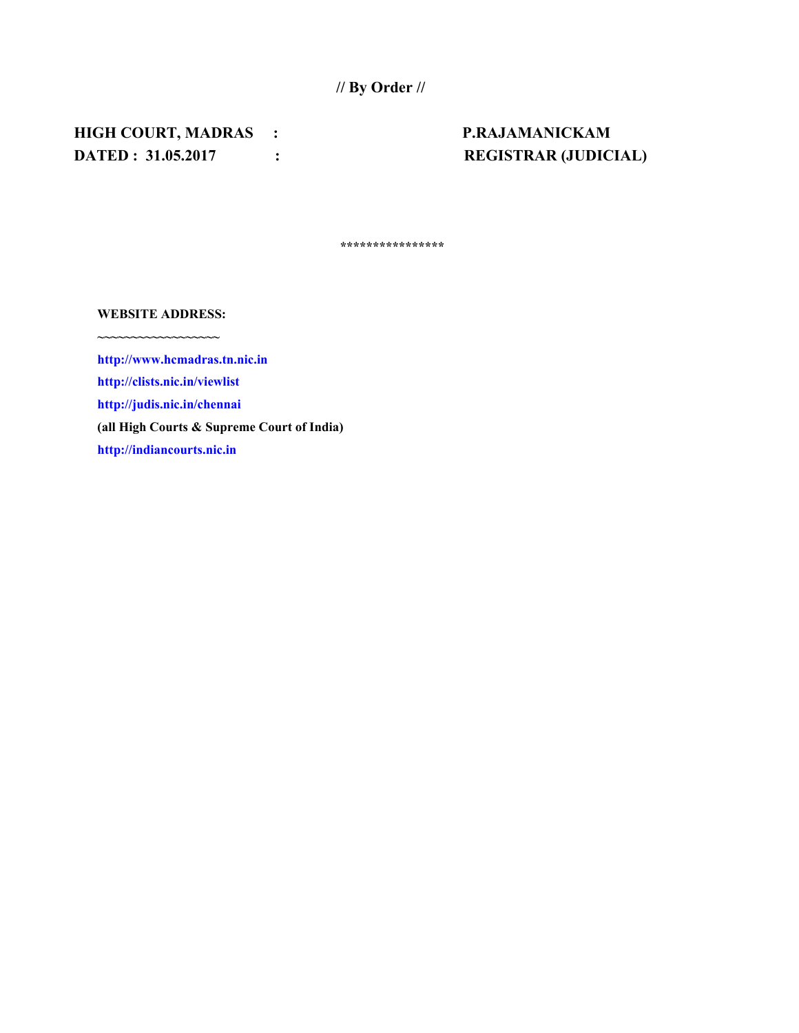**// By Order //**

**HIGH COURT, MADRAS : P.RAJAMANICKAM**
**DATED : 31.05.2017 : REGISTRAR (JUDICIAL)**

****************

**WEBSITE ADDRESS:**

**~~~~~~~~~~~~~~~~~~**

**http://www.hcmadras.tn.nic.in**

**http://clists.nic.in/viewlist**

**http://judis.nic.in/chennai**

**(all High Courts & Supreme Court of India)**

**http://indiancourts.nic.in**